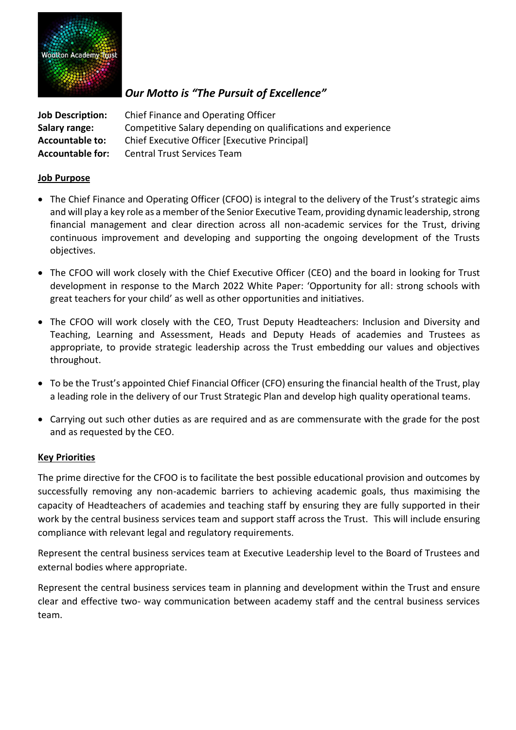*Our Motto is "The Pursuit of Excellence"*

| | |
|---|---|
| **Job Description:** | Chief Finance and Operating Officer |
| **Salary range:** | Competitive Salary depending on qualifications and experience |
| **Accountable to:** | Chief Executive Officer [Executive Principal] |
| **Accountable for:** | Central Trust Services Team |

**Job Purpose**

- The Chief Finance and Operating Officer (CFOO) is integral to the delivery of the Trust's strategic aims and will play a key role as a member of the Senior Executive Team, providing dynamic leadership, strong financial management and clear direction across all non-academic services for the Trust, driving continuous improvement and developing and supporting the ongoing development of the Trusts objectives.

- The CFOO will work closely with the Chief Executive Officer (CEO) and the board in looking for Trust development in response to the March 2022 White Paper: 'Opportunity for all: strong schools with great teachers for your child' as well as other opportunities and initiatives.

- The CFOO will work closely with the CEO, Trust Deputy Headteachers: Inclusion and Diversity and Teaching, Learning and Assessment, Heads and Deputy Heads of academies and Trustees as appropriate, to provide strategic leadership across the Trust embedding our values and objectives throughout.

- To be the Trust's appointed Chief Financial Officer (CFO) ensuring the financial health of the Trust, play a leading role in the delivery of our Trust Strategic Plan and develop high quality operational teams.

- Carrying out such other duties as are required and as are commensurate with the grade for the post and as requested by the CEO.

**Key Priorities**

The prime directive for the CFOO is to facilitate the best possible educational provision and outcomes by successfully removing any non-academic barriers to achieving academic goals, thus maximising the capacity of Headteachers of academies and teaching staff by ensuring they are fully supported in their work by the central business services team and support staff across the Trust. This will include ensuring compliance with relevant legal and regulatory requirements.

Represent the central business services team at Executive Leadership level to the Board of Trustees and external bodies where appropriate.

Represent the central business services team in planning and development within the Trust and ensure clear and effective two- way communication between academy staff and the central business services team.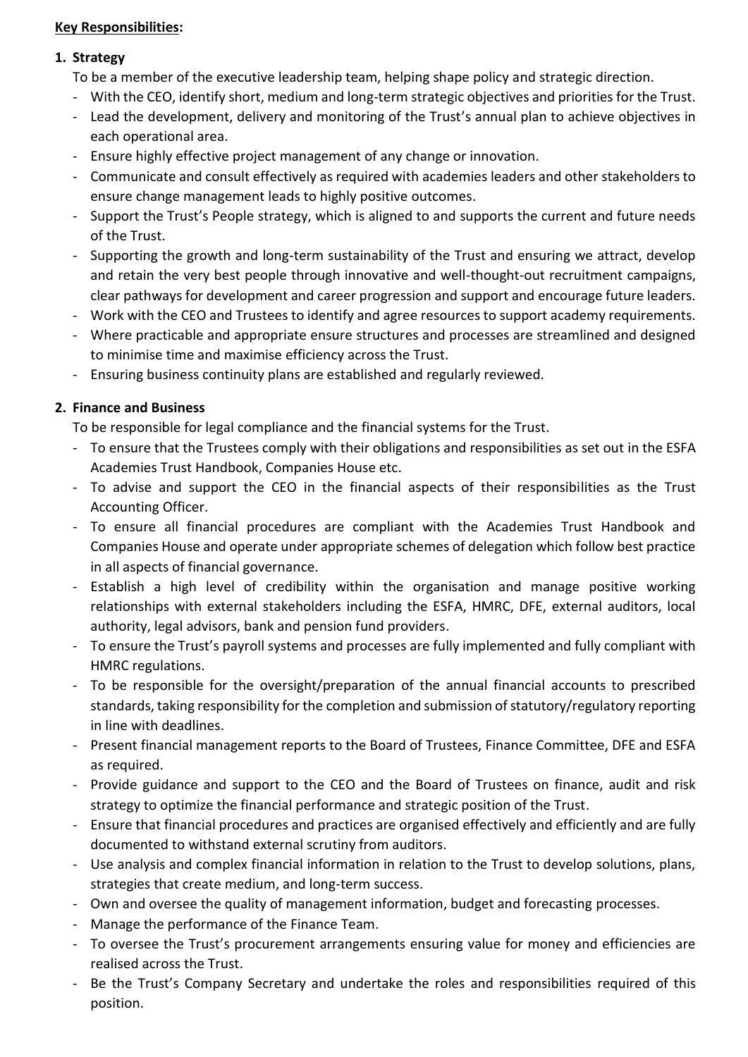**Key Responsibilities:**

1. **Strategy**

   To be a member of the executive leadership team, helping shape policy and strategic direction.

   - With the CEO, identify short, medium and long-term strategic objectives and priorities for the Trust.
   - Lead the development, delivery and monitoring of the Trust's annual plan to achieve objectives in each operational area.
   - Ensure highly effective project management of any change or innovation.
   - Communicate and consult effectively as required with academies leaders and other stakeholders to ensure change management leads to highly positive outcomes.
   - Support the Trust's People strategy, which is aligned to and supports the current and future needs of the Trust.
   - Supporting the growth and long-term sustainability of the Trust and ensuring we attract, develop and retain the very best people through innovative and well-thought-out recruitment campaigns, clear pathways for development and career progression and support and encourage future leaders.
   - Work with the CEO and Trustees to identify and agree resources to support academy requirements.
   - Where practicable and appropriate ensure structures and processes are streamlined and designed to minimise time and maximise efficiency across the Trust.
   - Ensuring business continuity plans are established and regularly reviewed.

2. **Finance and Business**

   To be responsible for legal compliance and the financial systems for the Trust.

   - To ensure that the Trustees comply with their obligations and responsibilities as set out in the ESFA Academies Trust Handbook, Companies House etc.
   - To advise and support the CEO in the financial aspects of their responsibilities as the Trust Accounting Officer.
   - To ensure all financial procedures are compliant with the Academies Trust Handbook and Companies House and operate under appropriate schemes of delegation which follow best practice in all aspects of financial governance.
   - Establish a high level of credibility within the organisation and manage positive working relationships with external stakeholders including the ESFA, HMRC, DFE, external auditors, local authority, legal advisors, bank and pension fund providers.
   - To ensure the Trust's payroll systems and processes are fully implemented and fully compliant with HMRC regulations.
   - To be responsible for the oversight/preparation of the annual financial accounts to prescribed standards, taking responsibility for the completion and submission of statutory/regulatory reporting in line with deadlines.
   - Present financial management reports to the Board of Trustees, Finance Committee, DFE and ESFA as required.
   - Provide guidance and support to the CEO and the Board of Trustees on finance, audit and risk strategy to optimize the financial performance and strategic position of the Trust.
   - Ensure that financial procedures and practices are organised effectively and efficiently and are fully documented to withstand external scrutiny from auditors.
   - Use analysis and complex financial information in relation to the Trust to develop solutions, plans, strategies that create medium, and long-term success.
   - Own and oversee the quality of management information, budget and forecasting processes.
   - Manage the performance of the Finance Team.
   - To oversee the Trust's procurement arrangements ensuring value for money and efficiencies are realised across the Trust.
   - Be the Trust's Company Secretary and undertake the roles and responsibilities required of this position.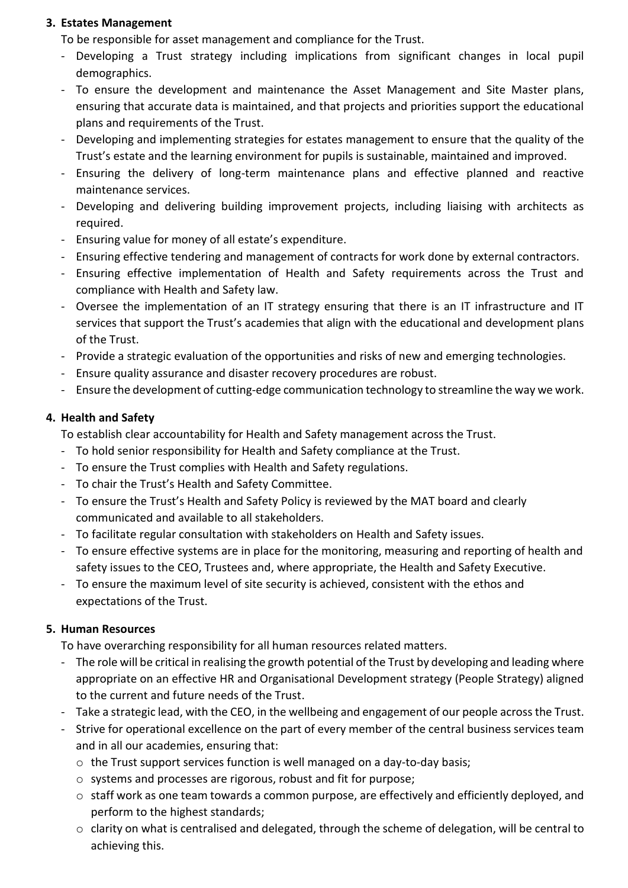3. **Estates Management**

   To be responsible for asset management and compliance for the Trust.

   - Developing a Trust strategy including implications from significant changes in local pupil demographics.
   - To ensure the development and maintenance the Asset Management and Site Master plans, ensuring that accurate data is maintained, and that projects and priorities support the educational plans and requirements of the Trust.
   - Developing and implementing strategies for estates management to ensure that the quality of the Trust's estate and the learning environment for pupils is sustainable, maintained and improved.
   - Ensuring the delivery of long-term maintenance plans and effective planned and reactive maintenance services.
   - Developing and delivering building improvement projects, including liaising with architects as required.
   - Ensuring value for money of all estate's expenditure.
   - Ensuring effective tendering and management of contracts for work done by external contractors.
   - Ensuring effective implementation of Health and Safety requirements across the Trust and compliance with Health and Safety law.
   - Oversee the implementation of an IT strategy ensuring that there is an IT infrastructure and IT services that support the Trust's academies that align with the educational and development plans of the Trust.
   - Provide a strategic evaluation of the opportunities and risks of new and emerging technologies.
   - Ensure quality assurance and disaster recovery procedures are robust.
   - Ensure the development of cutting-edge communication technology to streamline the way we work.

4. **Health and Safety**

   To establish clear accountability for Health and Safety management across the Trust.

   - To hold senior responsibility for Health and Safety compliance at the Trust.
   - To ensure the Trust complies with Health and Safety regulations.
   - To chair the Trust's Health and Safety Committee.
   - To ensure the Trust's Health and Safety Policy is reviewed by the MAT board and clearly communicated and available to all stakeholders.
   - To facilitate regular consultation with stakeholders on Health and Safety issues.
   - To ensure effective systems are in place for the monitoring, measuring and reporting of health and safety issues to the CEO, Trustees and, where appropriate, the Health and Safety Executive.
   - To ensure the maximum level of site security is achieved, consistent with the ethos and expectations of the Trust.

5. **Human Resources**

   To have overarching responsibility for all human resources related matters.

   - The role will be critical in realising the growth potential of the Trust by developing and leading where appropriate on an effective HR and Organisational Development strategy (People Strategy) aligned to the current and future needs of the Trust.
   - Take a strategic lead, with the CEO, in the wellbeing and engagement of our people across the Trust.
   - Strive for operational excellence on the part of every member of the central business services team and in all our academies, ensuring that:
     - the Trust support services function is well managed on a day-to-day basis;
     - systems and processes are rigorous, robust and fit for purpose;
     - staff work as one team towards a common purpose, are effectively and efficiently deployed, and perform to the highest standards;
     - clarity on what is centralised and delegated, through the scheme of delegation, will be central to achieving this.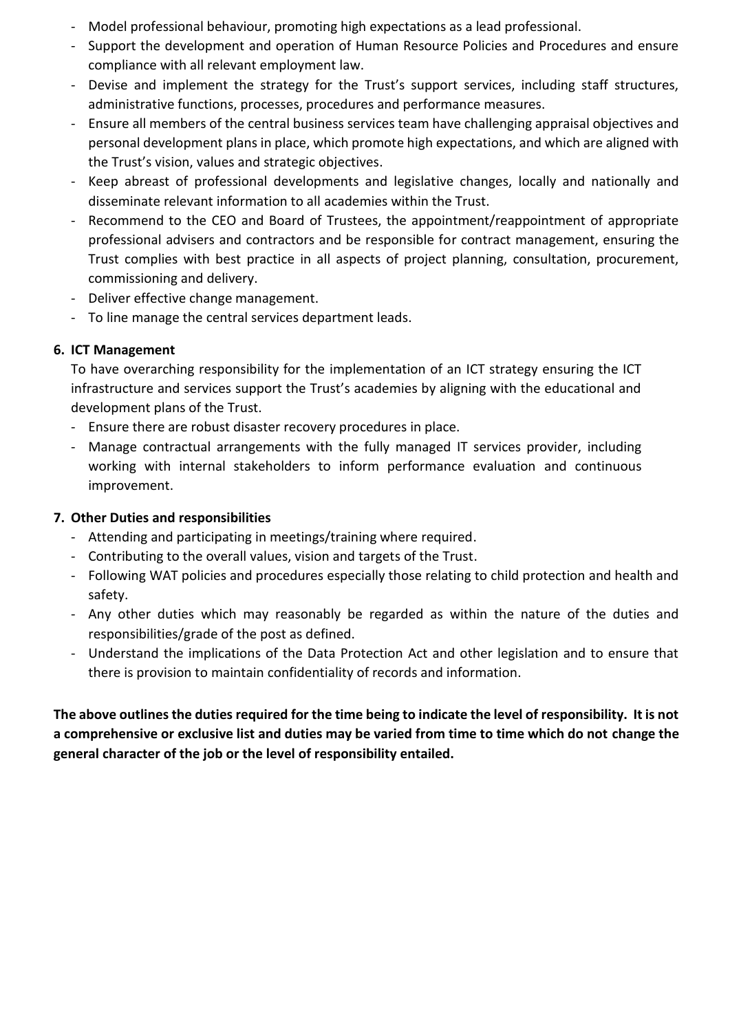- Model professional behaviour, promoting high expectations as a lead professional.
- Support the development and operation of Human Resource Policies and Procedures and ensure compliance with all relevant employment law.
- Devise and implement the strategy for the Trust's support services, including staff structures, administrative functions, processes, procedures and performance measures.
- Ensure all members of the central business services team have challenging appraisal objectives and personal development plans in place, which promote high expectations, and which are aligned with the Trust's vision, values and strategic objectives.
- Keep abreast of professional developments and legislative changes, locally and nationally and disseminate relevant information to all academies within the Trust.
- Recommend to the CEO and Board of Trustees, the appointment/reappointment of appropriate professional advisers and contractors and be responsible for contract management, ensuring the Trust complies with best practice in all aspects of project planning, consultation, procurement, commissioning and delivery.
- Deliver effective change management.
- To line manage the central services department leads.

**6. ICT Management**

To have overarching responsibility for the implementation of an ICT strategy ensuring the ICT infrastructure and services support the Trust's academies by aligning with the educational and development plans of the Trust.

- Ensure there are robust disaster recovery procedures in place.
- Manage contractual arrangements with the fully managed IT services provider, including working with internal stakeholders to inform performance evaluation and continuous improvement.

**7. Other Duties and responsibilities**

- Attending and participating in meetings/training where required.
- Contributing to the overall values, vision and targets of the Trust.
- Following WAT policies and procedures especially those relating to child protection and health and safety.
- Any other duties which may reasonably be regarded as within the nature of the duties and responsibilities/grade of the post as defined.
- Understand the implications of the Data Protection Act and other legislation and to ensure that there is provision to maintain confidentiality of records and information.

**The above outlines the duties required for the time being to indicate the level of responsibility. It is not a comprehensive or exclusive list and duties may be varied from time to time which do not change the general character of the job or the level of responsibility entailed.**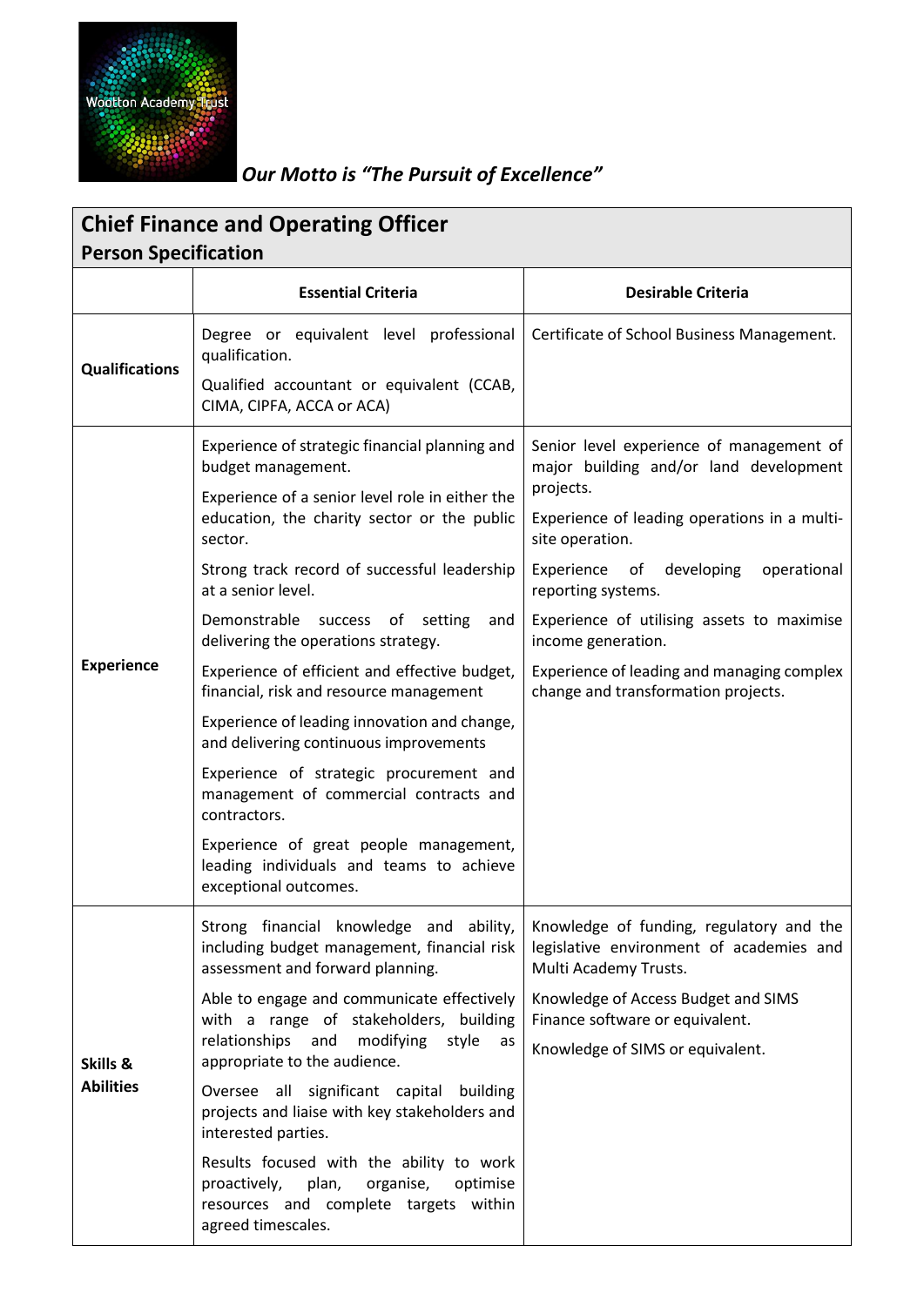Wootton Academy Trust

***Our Motto is "The Pursuit of Excellence"***

## Chief Finance and Operating Officer
### Person Specification

| | Essential Criteria | Desirable Criteria |
|---|---|---|
| **Qualifications** | Degree or equivalent level professional qualification.<br><br>Qualified accountant or equivalent (CCAB, CIMA, CIPFA, ACCA or ACA) | Certificate of School Business Management. |
| **Experience** | Experience of strategic financial planning and budget management.<br><br>Experience of a senior level role in either the education, the charity sector or the public sector.<br><br>Strong track record of successful leadership at a senior level.<br><br>Demonstrable success of setting and delivering the operations strategy.<br><br>Experience of efficient and effective budget, financial, risk and resource management<br><br>Experience of leading innovation and change, and delivering continuous improvements<br><br>Experience of strategic procurement and management of commercial contracts and contractors.<br><br>Experience of great people management, leading individuals and teams to achieve exceptional outcomes. | Senior level experience of management of major building and/or land development projects.<br><br>Experience of leading operations in a multi-site operation.<br><br>Experience of developing operational reporting systems.<br><br>Experience of utilising assets to maximise income generation.<br><br>Experience of leading and managing complex change and transformation projects. |
| **Skills & Abilities** | Strong financial knowledge and ability, including budget management, financial risk assessment and forward planning.<br><br>Able to engage and communicate effectively with a range of stakeholders, building relationships and modifying style as appropriate to the audience.<br><br>Oversee all significant capital building projects and liaise with key stakeholders and interested parties.<br><br>Results focused with the ability to work proactively, plan, organise, optimise resources and complete targets within agreed timescales. | Knowledge of funding, regulatory and the legislative environment of academies and Multi Academy Trusts.<br><br>Knowledge of Access Budget and SIMS Finance software or equivalent.<br><br>Knowledge of SIMS or equivalent. |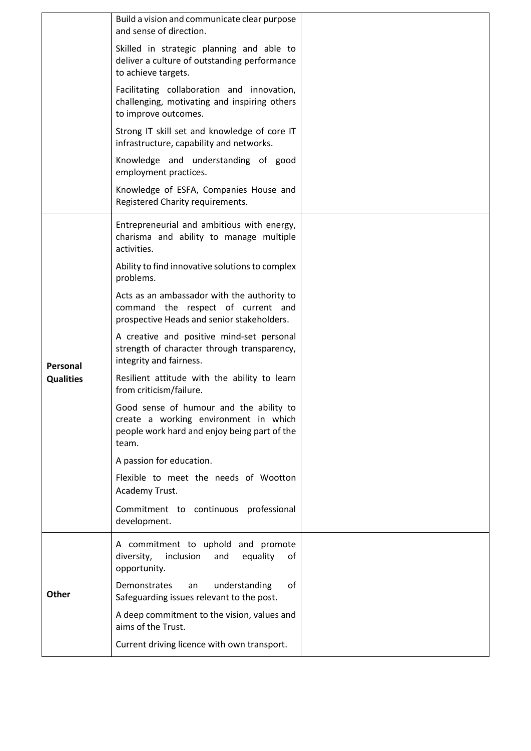| | | |
|---|---|---|
| | Build a vision and communicate clear purpose and sense of direction.<br><br>Skilled in strategic planning and able to deliver a culture of outstanding performance to achieve targets.<br><br>Facilitating collaboration and innovation, challenging, motivating and inspiring others to improve outcomes.<br><br>Strong IT skill set and knowledge of core IT infrastructure, capability and networks.<br><br>Knowledge and understanding of good employment practices.<br><br>Knowledge of ESFA, Companies House and Registered Charity requirements. | |
| **Personal Qualities** | Entrepreneurial and ambitious with energy, charisma and ability to manage multiple activities.<br><br>Ability to find innovative solutions to complex problems.<br><br>Acts as an ambassador with the authority to command the respect of current and prospective Heads and senior stakeholders.<br><br>A creative and positive mind-set personal strength of character through transparency, integrity and fairness.<br><br>Resilient attitude with the ability to learn from criticism/failure.<br><br>Good sense of humour and the ability to create a working environment in which people work hard and enjoy being part of the team.<br><br>A passion for education.<br><br>Flexible to meet the needs of Wootton Academy Trust.<br><br>Commitment to continuous professional development. | |
| **Other** | A commitment to uphold and promote diversity, inclusion and equality of opportunity.<br><br>Demonstrates an understanding of Safeguarding issues relevant to the post.<br><br>A deep commitment to the vision, values and aims of the Trust.<br><br>Current driving licence with own transport. | |